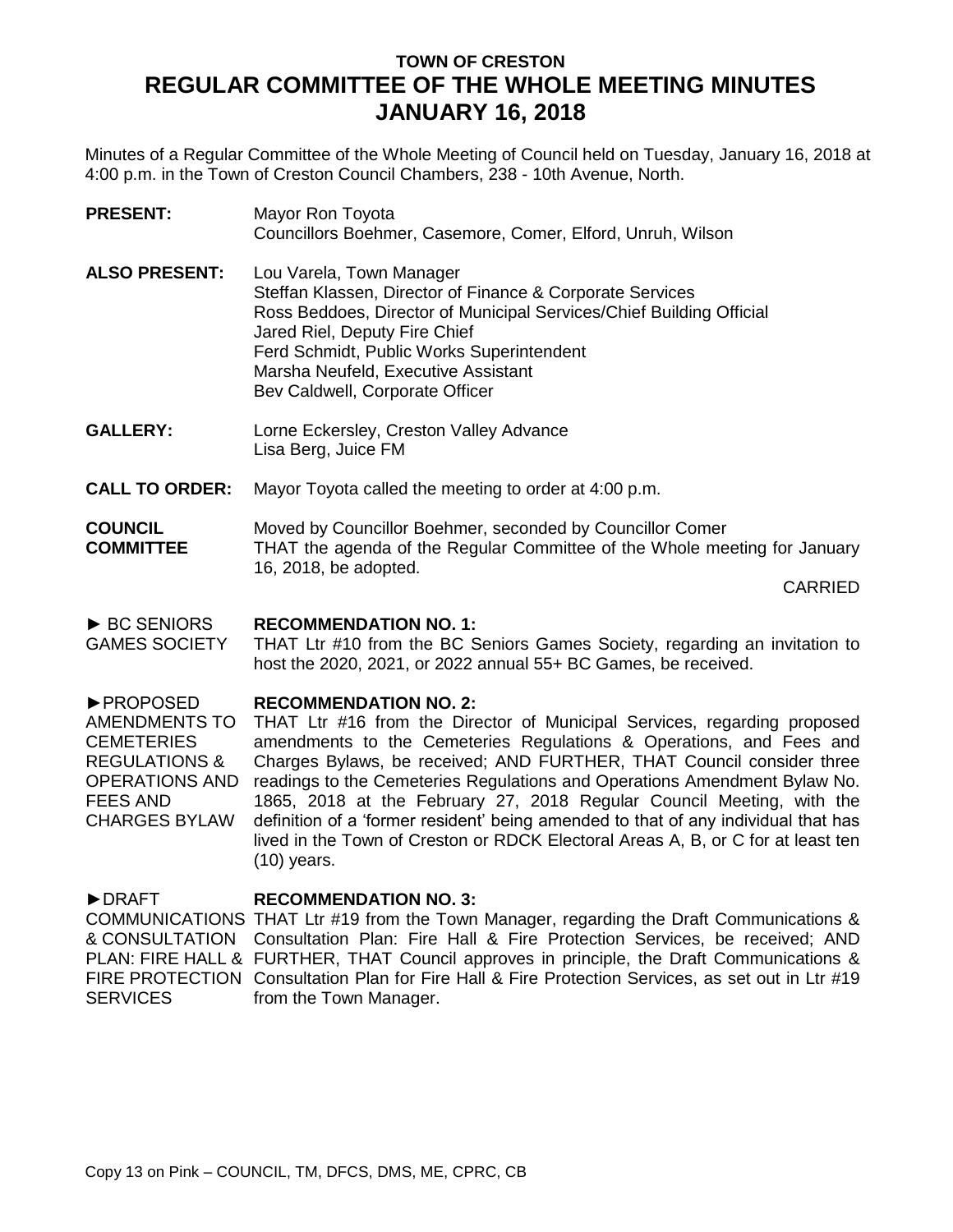# TOWN OF CRESTON
# REGULAR COMMITTEE OF THE WHOLE MEETING MINUTES
# JANUARY 16, 2018

Minutes of a Regular Committee of the Whole Meeting of Council held on Tuesday, January 16, 2018 at 4:00 p.m. in the Town of Creston Council Chambers, 238 - 10th Avenue, North.

**PRESENT:** Mayor Ron Toyota
Councillors Boehmer, Casemore, Comer, Elford, Unruh, Wilson

**ALSO PRESENT:** Lou Varela, Town Manager
Steffan Klassen, Director of Finance & Corporate Services
Ross Beddoes, Director of Municipal Services/Chief Building Official
Jared Riel, Deputy Fire Chief
Ferd Schmidt, Public Works Superintendent
Marsha Neufeld, Executive Assistant
Bev Caldwell, Corporate Officer

**GALLERY:** Lorne Eckersley, Creston Valley Advance
Lisa Berg, Juice FM

**CALL TO ORDER:** Mayor Toyota called the meeting to order at 4:00 p.m.

**COUNCIL COMMITTEE**

Moved by Councillor Boehmer, seconded by Councillor Comer
THAT the agenda of the Regular Committee of the Whole meeting for January 16, 2018, be adopted.

CARRIED

► BC SENIORS GAMES SOCIETY

**RECOMMENDATION NO. 1:**
THAT Ltr #10 from the BC Seniors Games Society, regarding an invitation to host the 2020, 2021, or 2022 annual 55+ BC Games, be received.

►PROPOSED AMENDMENTS TO CEMETERIES REGULATIONS & OPERATIONS AND FEES AND CHARGES BYLAW

**RECOMMENDATION NO. 2:**
THAT Ltr #16 from the Director of Municipal Services, regarding proposed amendments to the Cemeteries Regulations & Operations, and Fees and Charges Bylaws, be received; AND FURTHER, THAT Council consider three readings to the Cemeteries Regulations and Operations Amendment Bylaw No. 1865, 2018 at the February 27, 2018 Regular Council Meeting, with the definition of a 'former resident' being amended to that of any individual that has lived in the Town of Creston or RDCK Electoral Areas A, B, or C for at least ten (10) years.

►DRAFT COMMUNICATIONS & CONSULTATION PLAN: FIRE HALL & FIRE PROTECTION SERVICES

**RECOMMENDATION NO. 3:**
THAT Ltr #19 from the Town Manager, regarding the Draft Communications & Consultation Plan: Fire Hall & Fire Protection Services, be received; AND FURTHER, THAT Council approves in principle, the Draft Communications & Consultation Plan for Fire Hall & Fire Protection Services, as set out in Ltr #19 from the Town Manager.

Copy 13 on Pink – COUNCIL, TM, DFCS, DMS, ME, CPRC, CB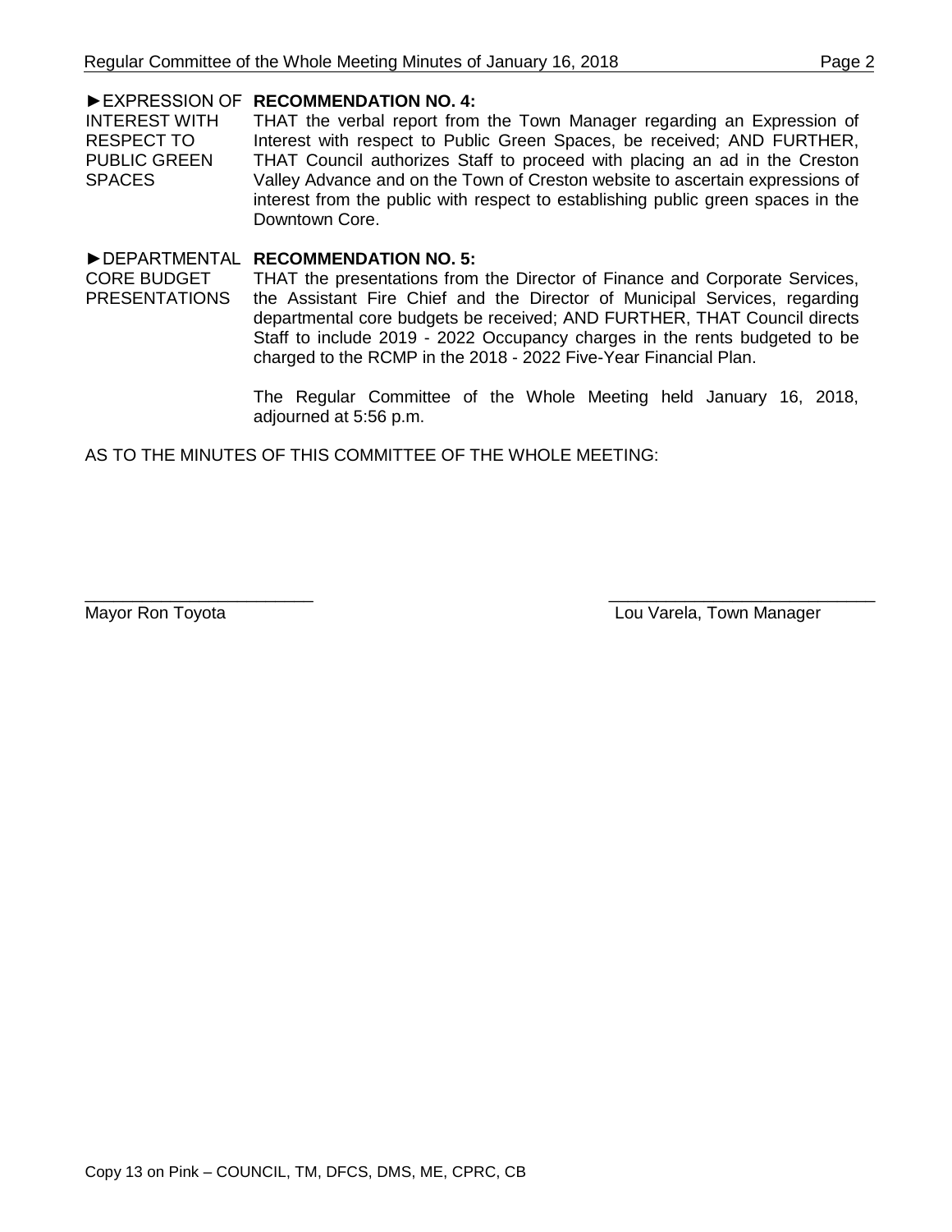►EXPRESSION OF INTEREST WITH RESPECT TO PUBLIC GREEN SPACES

**RECOMMENDATION NO. 4:**

THAT the verbal report from the Town Manager regarding an Expression of Interest with respect to Public Green Spaces, be received; AND FURTHER, THAT Council authorizes Staff to proceed with placing an ad in the Creston Valley Advance and on the Town of Creston website to ascertain expressions of interest from the public with respect to establishing public green spaces in the Downtown Core.

►DEPARTMENTAL CORE BUDGET PRESENTATIONS

**RECOMMENDATION NO. 5:**

THAT the presentations from the Director of Finance and Corporate Services, the Assistant Fire Chief and the Director of Municipal Services, regarding departmental core budgets be received; AND FURTHER, THAT Council directs Staff to include 2019 - 2022 Occupancy charges in the rents budgeted to be charged to the RCMP in the 2018 - 2022 Five-Year Financial Plan.

The Regular Committee of the Whole Meeting held January 16, 2018, adjourned at 5:56 p.m.

AS TO THE MINUTES OF THIS COMMITTEE OF THE WHOLE MEETING:

\_\_\_\_\_\_\_\_\_\_\_\_\_\_\_\_\_\_\_\_\_\_\_\_
Mayor Ron Toyota

\_\_\_\_\_\_\_\_\_\_\_\_\_\_\_\_\_\_\_\_\_\_\_\_
Lou Varela, Town Manager

Copy 13 on Pink – COUNCIL, TM, DFCS, DMS, ME, CPRC, CB